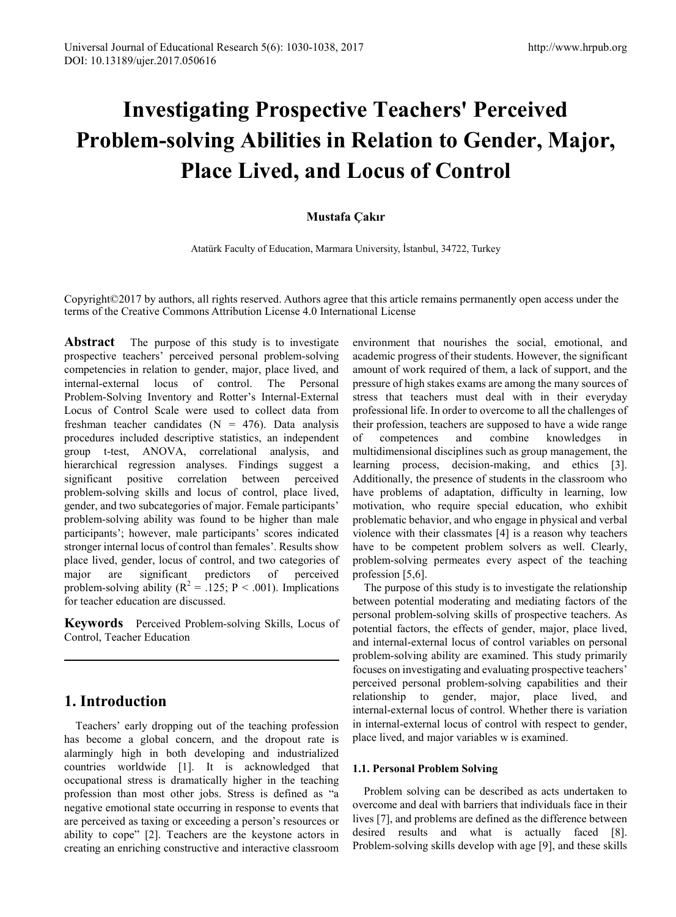# Investigating Prospective Teachers' Perceived Problem-solving Abilities in Relation to Gender, Major, Place Lived, and Locus of Control

**Mustafa Çakır**

Atatürk Faculty of Education, Marmara University, İstanbul, 34722, Turkey

Copyright©2017 by authors, all rights reserved. Authors agree that this article remains permanently open access under the terms of the Creative Commons Attribution License 4.0 International License

**Abstract** The purpose of this study is to investigate prospective teachers' perceived personal problem-solving competencies in relation to gender, major, place lived, and internal-external locus of control. The Personal Problem-Solving Inventory and Rotter's Internal-External Locus of Control Scale were used to collect data from freshman teacher candidates (N = 476). Data analysis procedures included descriptive statistics, an independent group t-test, ANOVA, correlational analysis, and hierarchical regression analyses. Findings suggest a significant positive correlation between perceived problem-solving skills and locus of control, place lived, gender, and two subcategories of major. Female participants' problem-solving ability was found to be higher than male participants'; however, male participants' scores indicated stronger internal locus of control than females'. Results show place lived, gender, locus of control, and two categories of major are significant predictors of perceived problem-solving ability ($R^2 = .125$; $P < .001$). Implications for teacher education are discussed.

**Keywords** Perceived Problem-solving Skills, Locus of Control, Teacher Education

## 1. Introduction

Teachers' early dropping out of the teaching profession has become a global concern, and the dropout rate is alarmingly high in both developing and industrialized countries worldwide [1]. It is acknowledged that occupational stress is dramatically higher in the teaching profession than most other jobs. Stress is defined as "a negative emotional state occurring in response to events that are perceived as taxing or exceeding a person's resources or ability to cope" [2]. Teachers are the keystone actors in creating an enriching constructive and interactive classroom environment that nourishes the social, emotional, and academic progress of their students. However, the significant amount of work required of them, a lack of support, and the pressure of high stakes exams are among the many sources of stress that teachers must deal with in their everyday professional life. In order to overcome to all the challenges of their profession, teachers are supposed to have a wide range of competences and combine knowledges in multidimensional disciplines such as group management, the learning process, decision-making, and ethics [3]. Additionally, the presence of students in the classroom who have problems of adaptation, difficulty in learning, low motivation, who require special education, who exhibit problematic behavior, and who engage in physical and verbal violence with their classmates [4] is a reason why teachers have to be competent problem solvers as well. Clearly, problem-solving permeates every aspect of the teaching profession [5,6].

The purpose of this study is to investigate the relationship between potential moderating and mediating factors of the personal problem-solving skills of prospective teachers. As potential factors, the effects of gender, major, place lived, and internal-external locus of control variables on personal problem-solving ability are examined. This study primarily focuses on investigating and evaluating prospective teachers' perceived personal problem-solving capabilities and their relationship to gender, major, place lived, and internal-external locus of control. Whether there is variation in internal-external locus of control with respect to gender, place lived, and major variables w is examined.

### 1.1. Personal Problem Solving

Problem solving can be described as acts undertaken to overcome and deal with barriers that individuals face in their lives [7], and problems are defined as the difference between desired results and what is actually faced [8]. Problem-solving skills develop with age [9], and these skills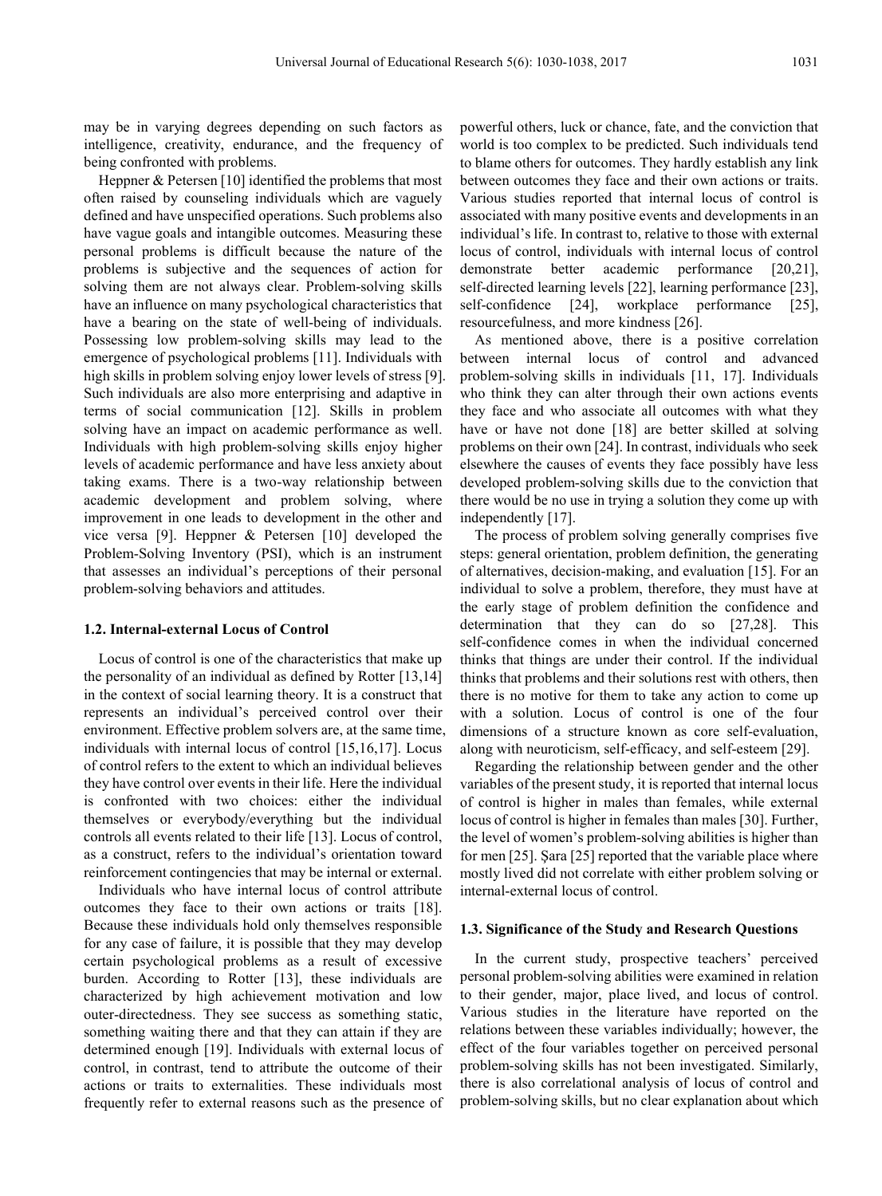may be in varying degrees depending on such factors as intelligence, creativity, endurance, and the frequency of being confronted with problems.

Heppner & Petersen [10] identified the problems that most often raised by counseling individuals which are vaguely defined and have unspecified operations. Such problems also have vague goals and intangible outcomes. Measuring these personal problems is difficult because the nature of the problems is subjective and the sequences of action for solving them are not always clear. Problem-solving skills have an influence on many psychological characteristics that have a bearing on the state of well-being of individuals. Possessing low problem-solving skills may lead to the emergence of psychological problems [11]. Individuals with high skills in problem solving enjoy lower levels of stress [9]. Such individuals are also more enterprising and adaptive in terms of social communication [12]. Skills in problem solving have an impact on academic performance as well. Individuals with high problem-solving skills enjoy higher levels of academic performance and have less anxiety about taking exams. There is a two-way relationship between academic development and problem solving, where improvement in one leads to development in the other and vice versa [9]. Heppner & Petersen [10] developed the Problem-Solving Inventory (PSI), which is an instrument that assesses an individual's perceptions of their personal problem-solving behaviors and attitudes.

### 1.2. Internal-external Locus of Control

Locus of control is one of the characteristics that make up the personality of an individual as defined by Rotter [13,14] in the context of social learning theory. It is a construct that represents an individual's perceived control over their environment. Effective problem solvers are, at the same time, individuals with internal locus of control [15,16,17]. Locus of control refers to the extent to which an individual believes they have control over events in their life. Here the individual is confronted with two choices: either the individual themselves or everybody/everything but the individual controls all events related to their life [13]. Locus of control, as a construct, refers to the individual's orientation toward reinforcement contingencies that may be internal or external.

Individuals who have internal locus of control attribute outcomes they face to their own actions or traits [18]. Because these individuals hold only themselves responsible for any case of failure, it is possible that they may develop certain psychological problems as a result of excessive burden. According to Rotter [13], these individuals are characterized by high achievement motivation and low outer-directedness. They see success as something static, something waiting there and that they can attain if they are determined enough [19]. Individuals with external locus of control, in contrast, tend to attribute the outcome of their actions or traits to externalities. These individuals most frequently refer to external reasons such as the presence of powerful others, luck or chance, fate, and the conviction that world is too complex to be predicted. Such individuals tend to blame others for outcomes. They hardly establish any link between outcomes they face and their own actions or traits. Various studies reported that internal locus of control is associated with many positive events and developments in an individual's life. In contrast to, relative to those with external locus of control, individuals with internal locus of control demonstrate better academic performance [20,21], self-directed learning levels [22], learning performance [23], self-confidence [24], workplace performance [25], resourcefulness, and more kindness [26].

As mentioned above, there is a positive correlation between internal locus of control and advanced problem-solving skills in individuals [11, 17]. Individuals who think they can alter through their own actions events they face and who associate all outcomes with what they have or have not done [18] are better skilled at solving problems on their own [24]. In contrast, individuals who seek elsewhere the causes of events they face possibly have less developed problem-solving skills due to the conviction that there would be no use in trying a solution they come up with independently [17].

The process of problem solving generally comprises five steps: general orientation, problem definition, the generating of alternatives, decision-making, and evaluation [15]. For an individual to solve a problem, therefore, they must have at the early stage of problem definition the confidence and determination that they can do so [27,28]. This self-confidence comes in when the individual concerned thinks that things are under their control. If the individual thinks that problems and their solutions rest with others, then there is no motive for them to take any action to come up with a solution. Locus of control is one of the four dimensions of a structure known as core self-evaluation, along with neuroticism, self-efficacy, and self-esteem [29].

Regarding the relationship between gender and the other variables of the present study, it is reported that internal locus of control is higher in males than females, while external locus of control is higher in females than males [30]. Further, the level of women's problem-solving abilities is higher than for men [25]. Şara [25] reported that the variable place where mostly lived did not correlate with either problem solving or internal-external locus of control.

### 1.3. Significance of the Study and Research Questions

In the current study, prospective teachers' perceived personal problem-solving abilities were examined in relation to their gender, major, place lived, and locus of control. Various studies in the literature have reported on the relations between these variables individually; however, the effect of the four variables together on perceived personal problem-solving skills has not been investigated. Similarly, there is also correlational analysis of locus of control and problem-solving skills, but no clear explanation about which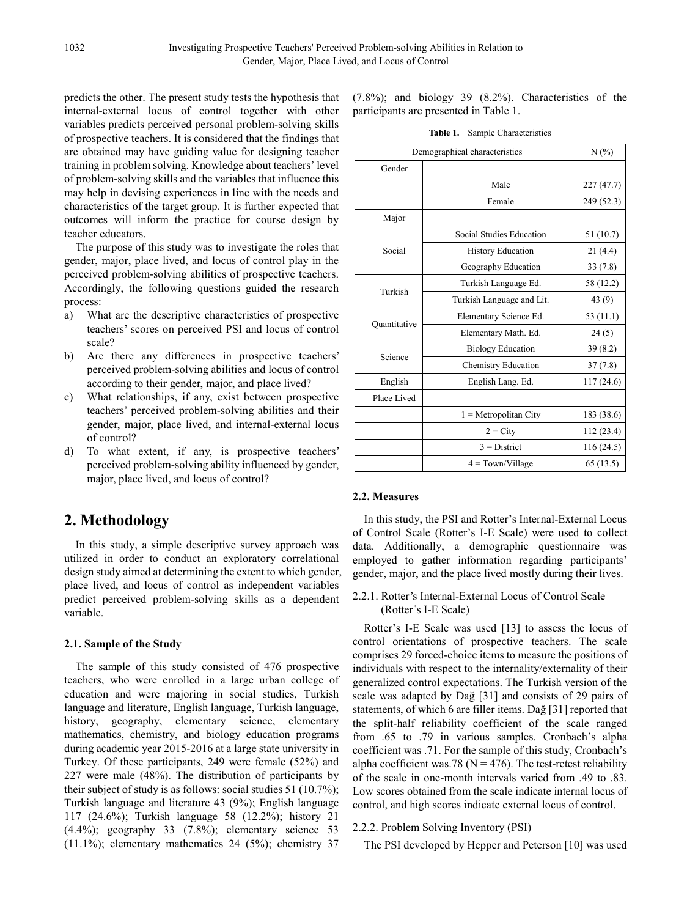predicts the other. The present study tests the hypothesis that internal-external locus of control together with other variables predicts perceived personal problem-solving skills of prospective teachers. It is considered that the findings that are obtained may have guiding value for designing teacher training in problem solving. Knowledge about teachers' level of problem-solving skills and the variables that influence this may help in devising experiences in line with the needs and characteristics of the target group. It is further expected that outcomes will inform the practice for course design by teacher educators.

The purpose of this study was to investigate the roles that gender, major, place lived, and locus of control play in the perceived problem-solving abilities of prospective teachers. Accordingly, the following questions guided the research process:

a) What are the descriptive characteristics of prospective teachers' scores on perceived PSI and locus of control scale?
b) Are there any differences in prospective teachers' perceived problem-solving abilities and locus of control according to their gender, major, and place lived?
c) What relationships, if any, exist between prospective teachers' perceived problem-solving abilities and their gender, major, place lived, and internal-external locus of control?
d) To what extent, if any, is prospective teachers' perceived problem-solving ability influenced by gender, major, place lived, and locus of control?

# 2. Methodology

In this study, a simple descriptive survey approach was utilized in order to conduct an exploratory correlational design study aimed at determining the extent to which gender, place lived, and locus of control as independent variables predict perceived problem-solving skills as a dependent variable.

## 2.1. Sample of the Study

The sample of this study consisted of 476 prospective teachers, who were enrolled in a large urban college of education and were majoring in social studies, Turkish language and literature, English language, Turkish language, history, geography, elementary science, elementary mathematics, chemistry, and biology education programs during academic year 2015-2016 at a large state university in Turkey. Of these participants, 249 were female (52%) and 227 were male (48%). The distribution of participants by their subject of study is as follows: social studies 51 (10.7%); Turkish language and literature 43 (9%); English language 117 (24.6%); Turkish language 58 (12.2%); history 21 (4.4%); geography 33 (7.8%); elementary science 53 (11.1%); elementary mathematics 24 (5%); chemistry 37 (7.8%); and biology 39 (8.2%). Characteristics of the participants are presented in Table 1.

**Table 1.** Sample Characteristics

| Demographical characteristics | | N (%) |
|---|---|---|
| Gender | | |
| | Male | 227 (47.7) |
| | Female | 249 (52.3) |
| Major | | |
| Social | Social Studies Education | 51 (10.7) |
| | History Education | 21 (4.4) |
| | Geography Education | 33 (7.8) |
| Turkish | Turkish Language Ed. | 58 (12.2) |
| | Turkish Language and Lit. | 43 (9) |
| Quantitative | Elementary Science Ed. | 53 (11.1) |
| | Elementary Math. Ed. | 24 (5) |
| Science | Biology Education | 39 (8.2) |
| | Chemistry Education | 37 (7.8) |
| English | English Lang. Ed. | 117 (24.6) |
| Place Lived | | |
| | 1 = Metropolitan City | 183 (38.6) |
| | 2 = City | 112 (23.4) |
| | 3 = District | 116 (24.5) |
| | 4 = Town/Village | 65 (13.5) |

## 2.2. Measures

In this study, the PSI and Rotter's Internal-External Locus of Control Scale (Rotter's I-E Scale) were used to collect data. Additionally, a demographic questionnaire was employed to gather information regarding participants' gender, major, and the place lived mostly during their lives.

### 2.2.1. Rotter's Internal-External Locus of Control Scale (Rotter's I-E Scale)

Rotter's I-E Scale was used [13] to assess the locus of control orientations of prospective teachers. The scale comprises 29 forced-choice items to measure the positions of individuals with respect to the internality/externality of their generalized control expectations. The Turkish version of the scale was adapted by Dağ [31] and consists of 29 pairs of statements, of which 6 are filler items. Dağ [31] reported that the split-half reliability coefficient of the scale ranged from .65 to .79 in various samples. Cronbach's alpha coefficient was .71. For the sample of this study, Cronbach's alpha coefficient was.78 (N = 476). The test-retest reliability of the scale in one-month intervals varied from .49 to .83. Low scores obtained from the scale indicate internal locus of control, and high scores indicate external locus of control.

### 2.2.2. Problem Solving Inventory (PSI)

The PSI developed by Hepper and Peterson [10] was used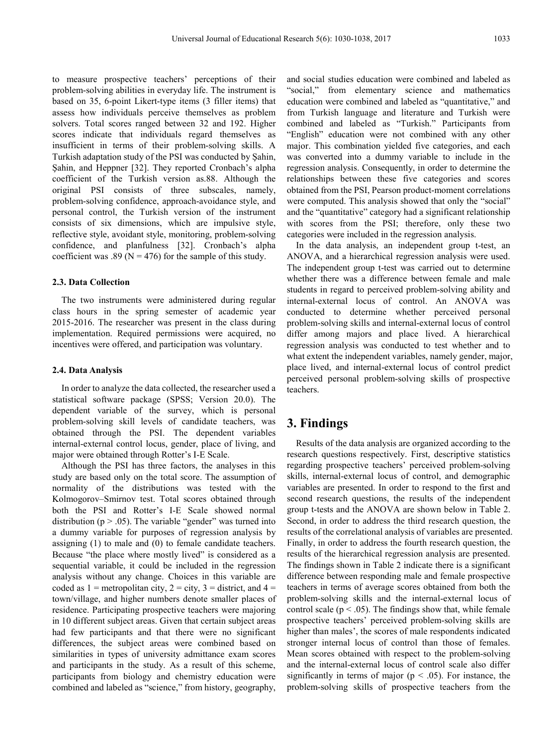to measure prospective teachers' perceptions of their problem-solving abilities in everyday life. The instrument is based on 35, 6-point Likert-type items (3 filler items) that assess how individuals perceive themselves as problem solvers. Total scores ranged between 32 and 192. Higher scores indicate that individuals regard themselves as insufficient in terms of their problem-solving skills. A Turkish adaptation study of the PSI was conducted by Şahin, Şahin, and Heppner [32]. They reported Cronbach's alpha coefficient of the Turkish version as.88. Although the original PSI consists of three subscales, namely, problem-solving confidence, approach-avoidance style, and personal control, the Turkish version of the instrument consists of six dimensions, which are impulsive style, reflective style, avoidant style, monitoring, problem-solving confidence, and planfulness [32]. Cronbach's alpha coefficient was .89 (N = 476) for the sample of this study.

### 2.3. Data Collection

The two instruments were administered during regular class hours in the spring semester of academic year 2015-2016. The researcher was present in the class during implementation. Required permissions were acquired, no incentives were offered, and participation was voluntary.

### 2.4. Data Analysis

In order to analyze the data collected, the researcher used a statistical software package (SPSS; Version 20.0). The dependent variable of the survey, which is personal problem-solving skill levels of candidate teachers, was obtained through the PSI. The dependent variables internal-external control locus, gender, place of living, and major were obtained through Rotter's I-E Scale.

Although the PSI has three factors, the analyses in this study are based only on the total score. The assumption of normality of the distributions was tested with the Kolmogorov–Smirnov test. Total scores obtained through both the PSI and Rotter's I-E Scale showed normal distribution ($p > .05$). The variable "gender" was turned into a dummy variable for purposes of regression analysis by assigning (1) to male and (0) to female candidate teachers. Because "the place where mostly lived" is considered as a sequential variable, it could be included in the regression analysis without any change. Choices in this variable are coded as 1 = metropolitan city, 2 = city, 3 = district, and 4 = town/village, and higher numbers denote smaller places of residence. Participating prospective teachers were majoring in 10 different subject areas. Given that certain subject areas had few participants and that there were no significant differences, the subject areas were combined based on similarities in types of university admittance exam scores and participants in the study. As a result of this scheme, participants from biology and chemistry education were combined and labeled as "science," from history, geography, and social studies education were combined and labeled as "social," from elementary science and mathematics education were combined and labeled as "quantitative," and from Turkish language and literature and Turkish were combined and labeled as "Turkish." Participants from "English" education were not combined with any other major. This combination yielded five categories, and each was converted into a dummy variable to include in the regression analysis. Consequently, in order to determine the relationships between these five categories and scores obtained from the PSI, Pearson product-moment correlations were computed. This analysis showed that only the "social" and the "quantitative" category had a significant relationship with scores from the PSI; therefore, only these two categories were included in the regression analysis.

In the data analysis, an independent group t-test, an ANOVA, and a hierarchical regression analysis were used. The independent group t-test was carried out to determine whether there was a difference between female and male students in regard to perceived problem-solving ability and internal-external locus of control. An ANOVA was conducted to determine whether perceived personal problem-solving skills and internal-external locus of control differ among majors and place lived. A hierarchical regression analysis was conducted to test whether and to what extent the independent variables, namely gender, major, place lived, and internal-external locus of control predict perceived personal problem-solving skills of prospective teachers.

## 3. Findings

Results of the data analysis are organized according to the research questions respectively. First, descriptive statistics regarding prospective teachers' perceived problem-solving skills, internal-external locus of control, and demographic variables are presented. In order to respond to the first and second research questions, the results of the independent group t-tests and the ANOVA are shown below in Table 2. Second, in order to address the third research question, the results of the correlational analysis of variables are presented. Finally, in order to address the fourth research question, the results of the hierarchical regression analysis are presented. The findings shown in Table 2 indicate there is a significant difference between responding male and female prospective teachers in terms of average scores obtained from both the problem-solving skills and the internal-external locus of control scale ($p < .05$). The findings show that, while female prospective teachers' perceived problem-solving skills are higher than males', the scores of male respondents indicated stronger internal locus of control than those of females. Mean scores obtained with respect to the problem-solving and the internal-external locus of control scale also differ significantly in terms of major ($p < .05$). For instance, the problem-solving skills of prospective teachers from the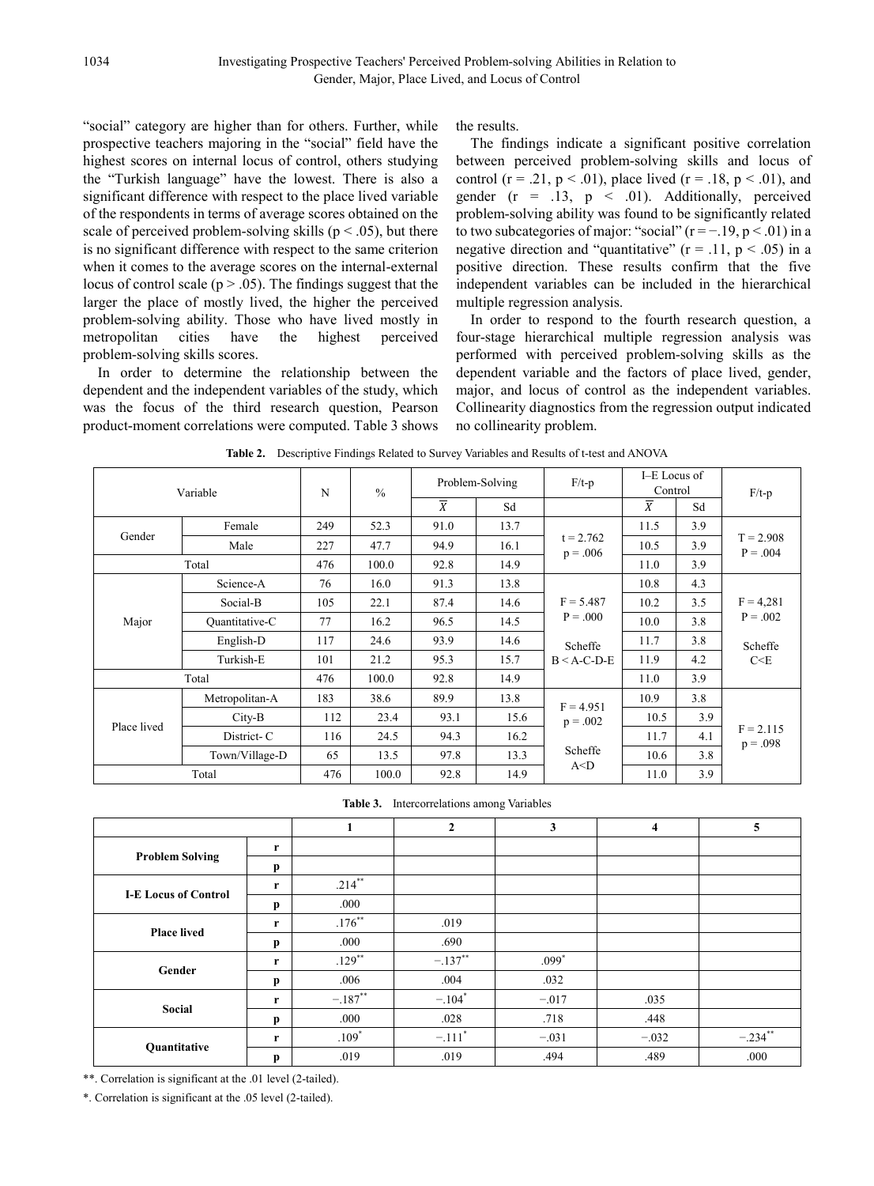"social" category are higher than for others. Further, while prospective teachers majoring in the "social" field have the highest scores on internal locus of control, others studying the "Turkish language" have the lowest. There is also a significant difference with respect to the place lived variable of the respondents in terms of average scores obtained on the scale of perceived problem-solving skills ($p < .05$), but there is no significant difference with respect to the same criterion when it comes to the average scores on the internal-external locus of control scale ($p > .05$). The findings suggest that the larger the place of mostly lived, the higher the perceived problem-solving ability. Those who have lived mostly in metropolitan cities have the highest perceived problem-solving skills scores.

In order to determine the relationship between the dependent and the independent variables of the study, which was the focus of the third research question, Pearson product-moment correlations were computed. Table 3 shows the results.

The findings indicate a significant positive correlation between perceived problem-solving skills and locus of control ($r = .21$, $p < .01$), place lived ($r = .18$, $p < .01$), and gender ($r = .13$, $p < .01$). Additionally, perceived problem-solving ability was found to be significantly related to two subcategories of major: "social" ($r = −.19$, $p < .01$) in a negative direction and "quantitative" ($r = .11$, $p < .05$) in a positive direction. These results confirm that the five independent variables can be included in the hierarchical multiple regression analysis.

In order to respond to the fourth research question, a four-stage hierarchical multiple regression analysis was performed with perceived problem-solving skills as the dependent variable and the factors of place lived, gender, major, and locus of control as the independent variables. Collinearity diagnostics from the regression output indicated no collinearity problem.

**Table 2.** Descriptive Findings Related to Survey Variables and Results of t-test and ANOVA

| Variable | | N | % | Problem-Solving | | F/t-p | I–E Locus of Control | | F/t-p |
|---|---|---|---|---|---|---|---|---|---|
| | | | | $\bar{X}$ | Sd | | $\bar{X}$ | Sd | |
| Gender | Female | 249 | 52.3 | 91.0 | 13.7 | t = 2.762 p = .006 | 11.5 | 3.9 | T = 2.908 P = .004 |
| | Male | 227 | 47.7 | 94.9 | 16.1 | | 10.5 | 3.9 | |
| Total | | 476 | 100.0 | 92.8 | 14.9 | | 11.0 | 3.9 | |
| Major | Science-A | 76 | 16.0 | 91.3 | 13.8 | F = 5.487 P = .000 Scheffe B < A-C-D-E | 10.8 | 4.3 | F = 4,281 P = .002 Scheffe C<E |
| | Social-B | 105 | 22.1 | 87.4 | 14.6 | | 10.2 | 3.5 | |
| | Quantitative-C | 77 | 16.2 | 96.5 | 14.5 | | 10.0 | 3.8 | |
| | English-D | 117 | 24.6 | 93.9 | 14.6 | | 11.7 | 3.8 | |
| | Turkish-E | 101 | 21.2 | 95.3 | 15.7 | | 11.9 | 4.2 | |
| Total | | 476 | 100.0 | 92.8 | 14.9 | | 11.0 | 3.9 | |
| Place lived | Metropolitan-A | 183 | 38.6 | 89.9 | 13.8 | F = 4.951 p = .002 Scheffe A<D | 10.9 | 3.8 | F = 2.115 p = .098 |
| | City-B | 112 | 23.4 | 93.1 | 15.6 | | 10.5 | 3.9 | |
| | District- C | 116 | 24.5 | 94.3 | 16.2 | | 11.7 | 4.1 | |
| | Town/Village-D | 65 | 13.5 | 97.8 | 13.3 | | 10.6 | 3.8 | |
| Total | | 476 | 100.0 | 92.8 | 14.9 | | 11.0 | 3.9 | |

**Table 3.** Intercorrelations among Variables

| | | 1 | 2 | 3 | 4 | 5 |
|---|---|---|---|---|---|---|
| **Problem Solving** | r | | | | | |
| | p | | | | | |
| **I-E Locus of Control** | r | .214** | | | | |
| | p | .000 | | | | |
| **Place lived** | r | .176** | .019 | | | |
| | p | .000 | .690 | | | |
| **Gender** | r | .129** | −.137** | .099* | | |
| | p | .006 | .004 | .032 | | |
| **Social** | r | −.187** | −.104* | −.017 | .035 | |
| | p | .000 | .028 | .718 | .448 | |
| **Quantitative** | r | .109* | −.111* | −.031 | −.032 | −.234** |
| | p | .019 | .019 | .494 | .489 | .000 |

**. Correlation is significant at the .01 level (2-tailed).

*. Correlation is significant at the .05 level (2-tailed).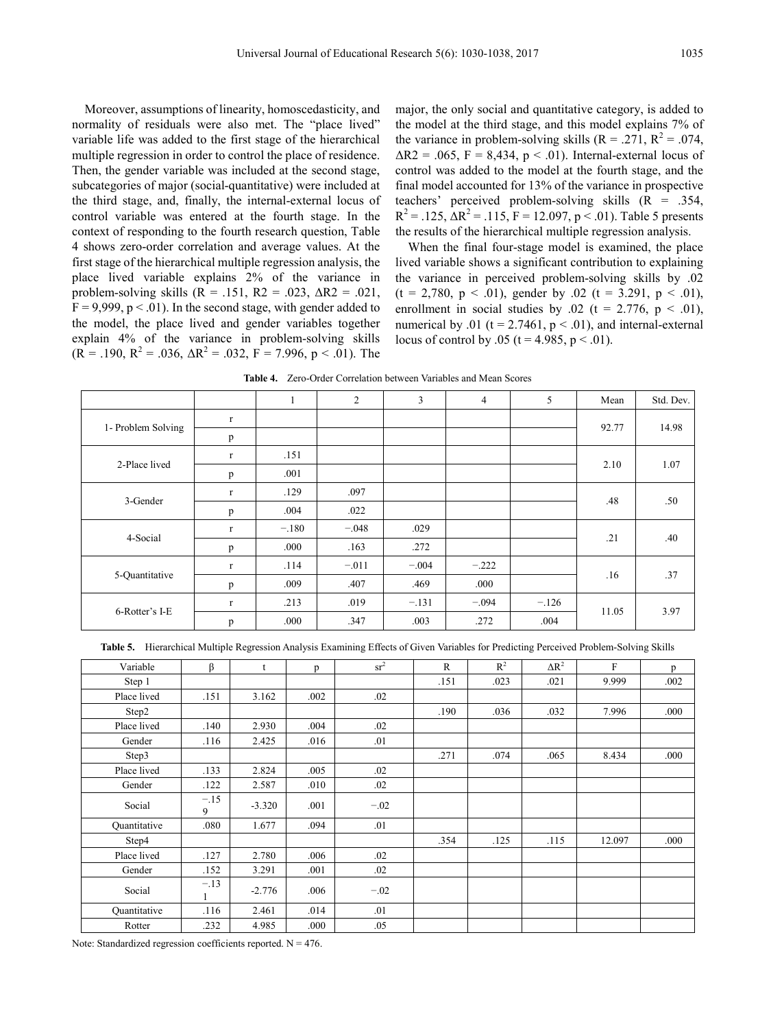Moreover, assumptions of linearity, homoscedasticity, and normality of residuals were also met. The "place lived" variable life was added to the first stage of the hierarchical multiple regression in order to control the place of residence. Then, the gender variable was included at the second stage, subcategories of major (social-quantitative) were included at the third stage, and, finally, the internal-external locus of control variable was entered at the fourth stage. In the context of responding to the fourth research question, Table 4 shows zero-order correlation and average values. At the first stage of the hierarchical multiple regression analysis, the place lived variable explains 2% of the variance in problem-solving skills (R = .151, R2 = .023, ΔR2 = .021, F = 9,999, p < .01). In the second stage, with gender added to the model, the place lived and gender variables together explain 4% of the variance in problem-solving skills (R = .190, $R^2$ = .036, $\Delta R^2$ = .032, F = 7.996, p < .01). The major, the only social and quantitative category, is added to the model at the third stage, and this model explains 7% of the variance in problem-solving skills (R = .271, $R^2$ = .074, ΔR2 = .065, F = 8,434, p < .01). Internal-external locus of control was added to the model at the fourth stage, and the final model accounted for 13% of the variance in prospective teachers' perceived problem-solving skills (R = .354, $R^2$ = .125, $\Delta R^2$ = .115, F = 12.097, p < .01). Table 5 presents the results of the hierarchical multiple regression analysis.

When the final four-stage model is examined, the place lived variable shows a significant contribution to explaining the variance in perceived problem-solving skills by .02 (t = 2,780, p < .01), gender by .02 (t = 3.291, p < .01), enrollment in social studies by .02 (t = 2.776, p < .01), numerical by .01 (t = 2.7461, p < .01), and internal-external locus of control by .05 (t = 4.985, p < .01).

**Table 4.** Zero-Order Correlation between Variables and Mean Scores

| | | 1 | 2 | 3 | 4 | 5 | Mean | Std. Dev. |
|---|---|---|---|---|---|---|---|---|
| 1- Problem Solving | r | | | | | | 92.77 | 14.98 |
| | p | | | | | | | |
| 2-Place lived | r | .151 | | | | | 2.10 | 1.07 |
| | p | .001 | | | | | | |
| 3-Gender | r | .129 | .097 | | | | .48 | .50 |
| | p | .004 | .022 | | | | | |
| 4-Social | r | −.180 | −.048 | .029 | | | .21 | .40 |
| | p | .000 | .163 | .272 | | | | |
| 5-Quantitative | r | .114 | −.011 | −.004 | −.222 | | .16 | .37 |
| | p | .009 | .407 | .469 | .000 | | | |
| 6-Rotter's I-E | r | .213 | .019 | −.131 | −.094 | −.126 | 11.05 | 3.97 |
| | p | .000 | .347 | .003 | .272 | .004 | | |

**Table 5.** Hierarchical Multiple Regression Analysis Examining Effects of Given Variables for Predicting Perceived Problem-Solving Skills

| Variable | β | t | p | $sr^2$ | R | $R^2$ | $\Delta R^2$ | F | p |
|---|---|---|---|---|---|---|---|---|---|
| Step 1 | | | | | .151 | .023 | .021 | 9.999 | .002 |
| Place lived | .151 | 3.162 | .002 | .02 | | | | | |
| Step2 | | | | | .190 | .036 | .032 | 7.996 | .000 |
| Place lived | .140 | 2.930 | .004 | .02 | | | | | |
| Gender | .116 | 2.425 | .016 | .01 | | | | | |
| Step3 | | | | | .271 | .074 | .065 | 8.434 | .000 |
| Place lived | .133 | 2.824 | .005 | .02 | | | | | |
| Gender | .122 | 2.587 | .010 | .02 | | | | | |
| Social | −.159 | -3.320 | .001 | −.02 | | | | | |
| Quantitative | .080 | 1.677 | .094 | .01 | | | | | |
| Step4 | | | | | .354 | .125 | .115 | 12.097 | .000 |
| Place lived | .127 | 2.780 | .006 | .02 | | | | | |
| Gender | .152 | 3.291 | .001 | .02 | | | | | |
| Social | −.131 | -2.776 | .006 | −.02 | | | | | |
| Quantitative | .116 | 2.461 | .014 | .01 | | | | | |
| Rotter | .232 | 4.985 | .000 | .05 | | | | | |

Note: Standardized regression coefficients reported. N = 476.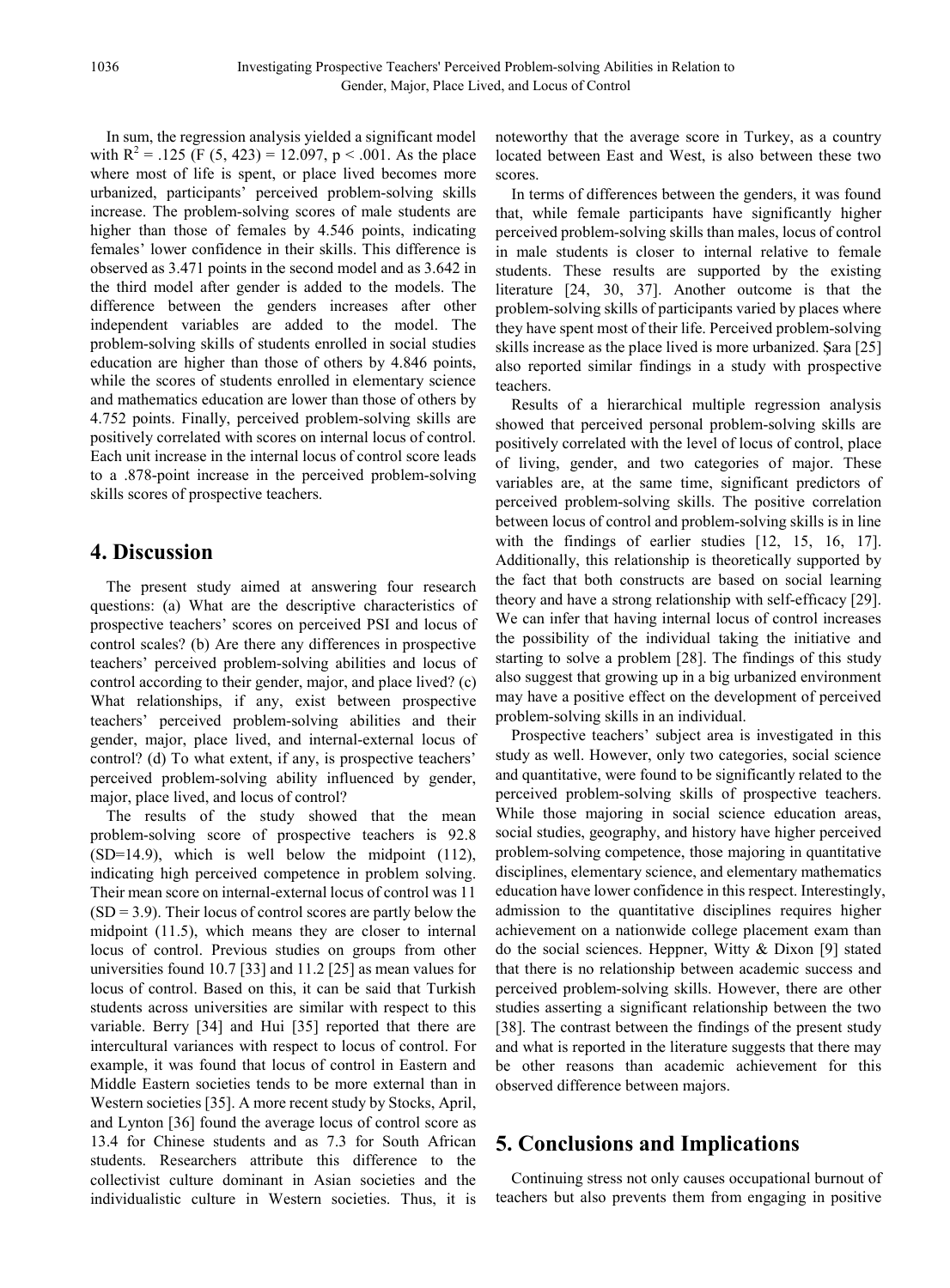In sum, the regression analysis yielded a significant model with $R^2 = .125$ ($F(5, 423) = 12.097$, $p < .001$. As the place where most of life is spent, or place lived becomes more urbanized, participants' perceived problem-solving skills increase. The problem-solving scores of male students are higher than those of females by 4.546 points, indicating females' lower confidence in their skills. This difference is observed as 3.471 points in the second model and as 3.642 in the third model after gender is added to the models. The difference between the genders increases after other independent variables are added to the model. The problem-solving skills of students enrolled in social studies education are higher than those of others by 4.846 points, while the scores of students enrolled in elementary science and mathematics education are lower than those of others by 4.752 points. Finally, perceived problem-solving skills are positively correlated with scores on internal locus of control. Each unit increase in the internal locus of control score leads to a .878-point increase in the perceived problem-solving skills scores of prospective teachers.

## 4. Discussion

The present study aimed at answering four research questions: (a) What are the descriptive characteristics of prospective teachers' scores on perceived PSI and locus of control scales? (b) Are there any differences in prospective teachers' perceived problem-solving abilities and locus of control according to their gender, major, and place lived? (c) What relationships, if any, exist between prospective teachers' perceived problem-solving abilities and their gender, major, place lived, and internal-external locus of control? (d) To what extent, if any, is prospective teachers' perceived problem-solving ability influenced by gender, major, place lived, and locus of control?

The results of the study showed that the mean problem-solving score of prospective teachers is 92.8 (SD=14.9), which is well below the midpoint (112), indicating high perceived competence in problem solving. Their mean score on internal-external locus of control was 11 (SD = 3.9). Their locus of control scores are partly below the midpoint (11.5), which means they are closer to internal locus of control. Previous studies on groups from other universities found 10.7 [33] and 11.2 [25] as mean values for locus of control. Based on this, it can be said that Turkish students across universities are similar with respect to this variable. Berry [34] and Hui [35] reported that there are intercultural variances with respect to locus of control. For example, it was found that locus of control in Eastern and Middle Eastern societies tends to be more external than in Western societies [35]. A more recent study by Stocks, April, and Lynton [36] found the average locus of control score as 13.4 for Chinese students and as 7.3 for South African students. Researchers attribute this difference to the collectivist culture dominant in Asian societies and the individualistic culture in Western societies. Thus, it is noteworthy that the average score in Turkey, as a country located between East and West, is also between these two scores.

In terms of differences between the genders, it was found that, while female participants have significantly higher perceived problem-solving skills than males, locus of control in male students is closer to internal relative to female students. These results are supported by the existing literature [24, 30, 37]. Another outcome is that the problem-solving skills of participants varied by places where they have spent most of their life. Perceived problem-solving skills increase as the place lived is more urbanized. Şara [25] also reported similar findings in a study with prospective teachers.

Results of a hierarchical multiple regression analysis showed that perceived personal problem-solving skills are positively correlated with the level of locus of control, place of living, gender, and two categories of major. These variables are, at the same time, significant predictors of perceived problem-solving skills. The positive correlation between locus of control and problem-solving skills is in line with the findings of earlier studies [12, 15, 16, 17]. Additionally, this relationship is theoretically supported by the fact that both constructs are based on social learning theory and have a strong relationship with self-efficacy [29]. We can infer that having internal locus of control increases the possibility of the individual taking the initiative and starting to solve a problem [28]. The findings of this study also suggest that growing up in a big urbanized environment may have a positive effect on the development of perceived problem-solving skills in an individual.

Prospective teachers' subject area is investigated in this study as well. However, only two categories, social science and quantitative, were found to be significantly related to the perceived problem-solving skills of prospective teachers. While those majoring in social science education areas, social studies, geography, and history have higher perceived problem-solving competence, those majoring in quantitative disciplines, elementary science, and elementary mathematics education have lower confidence in this respect. Interestingly, admission to the quantitative disciplines requires higher achievement on a nationwide college placement exam than do the social sciences. Heppner, Witty & Dixon [9] stated that there is no relationship between academic success and perceived problem-solving skills. However, there are other studies asserting a significant relationship between the two [38]. The contrast between the findings of the present study and what is reported in the literature suggests that there may be other reasons than academic achievement for this observed difference between majors.

## 5. Conclusions and Implications

Continuing stress not only causes occupational burnout of teachers but also prevents them from engaging in positive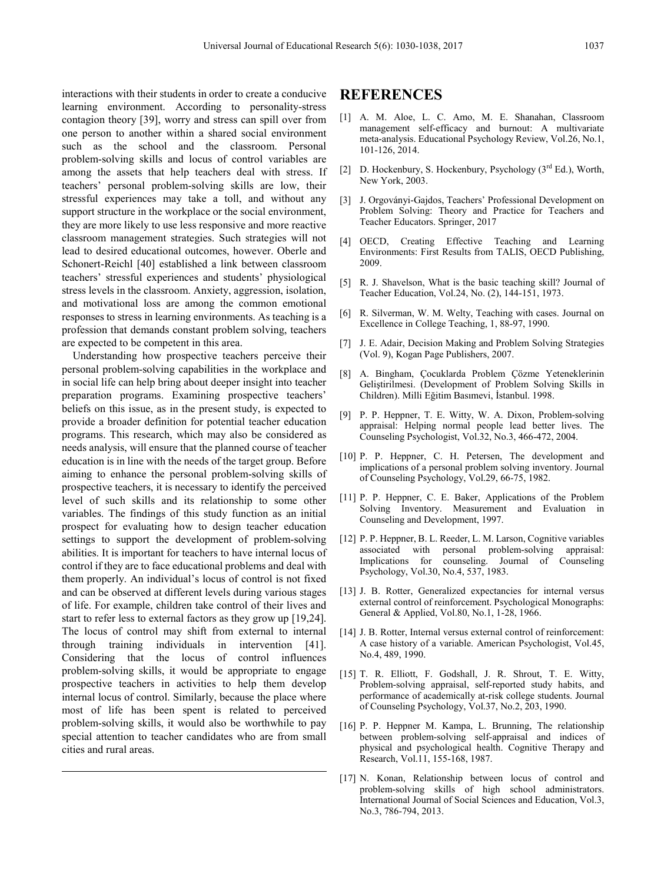interactions with their students in order to create a conducive learning environment. According to personality-stress contagion theory [39], worry and stress can spill over from one person to another within a shared social environment such as the school and the classroom. Personal problem-solving skills and locus of control variables are among the assets that help teachers deal with stress. If teachers' personal problem-solving skills are low, their stressful experiences may take a toll, and without any support structure in the workplace or the social environment, they are more likely to use less responsive and more reactive classroom management strategies. Such strategies will not lead to desired educational outcomes, however. Oberle and Schonert-Reichl [40] established a link between classroom teachers' stressful experiences and students' physiological stress levels in the classroom. Anxiety, aggression, isolation, and motivational loss are among the common emotional responses to stress in learning environments. As teaching is a profession that demands constant problem solving, teachers are expected to be competent in this area.

Understanding how prospective teachers perceive their personal problem-solving capabilities in the workplace and in social life can help bring about deeper insight into teacher preparation programs. Examining prospective teachers' beliefs on this issue, as in the present study, is expected to provide a broader definition for potential teacher education programs. This research, which may also be considered as needs analysis, will ensure that the planned course of teacher education is in line with the needs of the target group. Before aiming to enhance the personal problem-solving skills of prospective teachers, it is necessary to identify the perceived level of such skills and its relationship to some other variables. The findings of this study function as an initial prospect for evaluating how to design teacher education settings to support the development of problem-solving abilities. It is important for teachers to have internal locus of control if they are to face educational problems and deal with them properly. An individual's locus of control is not fixed and can be observed at different levels during various stages of life. For example, children take control of their lives and start to refer less to external factors as they grow up [19,24]. The locus of control may shift from external to internal through training individuals in intervention [41]. Considering that the locus of control influences problem-solving skills, it would be appropriate to engage prospective teachers in activities to help them develop internal locus of control. Similarly, because the place where most of life has been spent is related to perceived problem-solving skills, it would also be worthwhile to pay special attention to teacher candidates who are from small cities and rural areas.

# REFERENCES

[1] A. M. Aloe, L. C. Amo, M. E. Shanahan, Classroom management self-efficacy and burnout: A multivariate meta-analysis. Educational Psychology Review, Vol.26, No.1, 101-126, 2014.

[2] D. Hockenbury, S. Hockenbury, Psychology (3rd Ed.), Worth, New York, 2003.

[3] J. Orgoványi-Gajdos, Teachers' Professional Development on Problem Solving: Theory and Practice for Teachers and Teacher Educators. Springer, 2017

[4] OECD, Creating Effective Teaching and Learning Environments: First Results from TALIS, OECD Publishing, 2009.

[5] R. J. Shavelson, What is the basic teaching skill? Journal of Teacher Education, Vol.24, No. (2), 144-151, 1973.

[6] R. Silverman, W. M. Welty, Teaching with cases. Journal on Excellence in College Teaching, 1, 88-97, 1990.

[7] J. E. Adair, Decision Making and Problem Solving Strategies (Vol. 9), Kogan Page Publishers, 2007.

[8] A. Bingham, Çocuklarda Problem Çözme Yeteneklerinin Geliştirilmesi. (Development of Problem Solving Skills in Children). Milli Eğitim Basımevi, İstanbul. 1998.

[9] P. P. Heppner, T. E. Witty, W. A. Dixon, Problem-solving appraisal: Helping normal people lead better lives. The Counseling Psychologist, Vol.32, No.3, 466-472, 2004.

[10] P. P. Heppner, C. H. Petersen, The development and implications of a personal problem solving inventory. Journal of Counseling Psychology, Vol.29, 66-75, 1982.

[11] P. P. Heppner, C. E. Baker, Applications of the Problem Solving Inventory. Measurement and Evaluation in Counseling and Development, 1997.

[12] P. P. Heppner, B. L. Reeder, L. M. Larson, Cognitive variables associated with personal problem-solving appraisal: Implications for counseling. Journal of Counseling Psychology, Vol.30, No.4, 537, 1983.

[13] J. B. Rotter, Generalized expectancies for internal versus external control of reinforcement. Psychological Monographs: General & Applied, Vol.80, No.1, 1-28, 1966.

[14] J. B. Rotter, Internal versus external control of reinforcement: A case history of a variable. American Psychologist, Vol.45, No.4, 489, 1990.

[15] T. R. Elliott, F. Godshall, J. R. Shrout, T. E. Witty, Problem-solving appraisal, self-reported study habits, and performance of academically at-risk college students. Journal of Counseling Psychology, Vol.37, No.2, 203, 1990.

[16] P. P. Heppner M. Kampa, L. Brunning, The relationship between problem-solving self-appraisal and indices of physical and psychological health. Cognitive Therapy and Research, Vol.11, 155-168, 1987.

[17] N. Konan, Relationship between locus of control and problem-solving skills of high school administrators. International Journal of Social Sciences and Education, Vol.3, No.3, 786-794, 2013.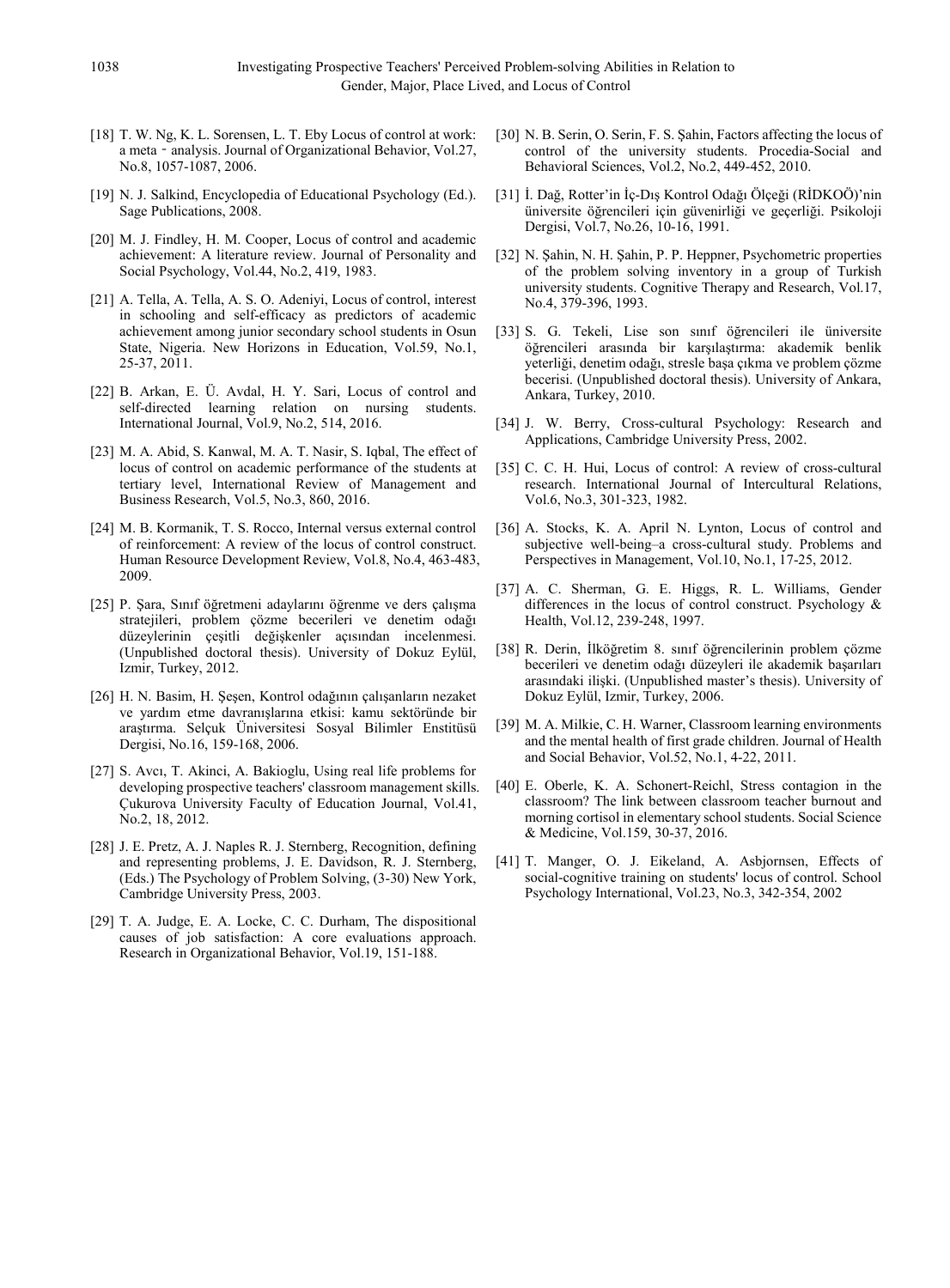[18] T. W. Ng, K. L. Sorensen, L. T. Eby Locus of control at work: a meta‐analysis. Journal of Organizational Behavior, Vol.27, No.8, 1057-1087, 2006.

[19] N. J. Salkind, Encyclopedia of Educational Psychology (Ed.). Sage Publications, 2008.

[20] M. J. Findley, H. M. Cooper, Locus of control and academic achievement: A literature review. Journal of Personality and Social Psychology, Vol.44, No.2, 419, 1983.

[21] A. Tella, A. Tella, A. S. O. Adeniyi, Locus of control, interest in schooling and self-efficacy as predictors of academic achievement among junior secondary school students in Osun State, Nigeria. New Horizons in Education, Vol.59, No.1, 25-37, 2011.

[22] B. Arkan, E. Ü. Avdal, H. Y. Sari, Locus of control and self-directed learning relation on nursing students. International Journal, Vol.9, No.2, 514, 2016.

[23] M. A. Abid, S. Kanwal, M. A. T. Nasir, S. Iqbal, The effect of locus of control on academic performance of the students at tertiary level, International Review of Management and Business Research, Vol.5, No.3, 860, 2016.

[24] M. B. Kormanik, T. S. Rocco, Internal versus external control of reinforcement: A review of the locus of control construct. Human Resource Development Review, Vol.8, No.4, 463-483, 2009.

[25] P. Şara, Sınıf öğretmeni adaylarını öğrenme ve ders çalışma stratejileri, problem çözme becerileri ve denetim odağı düzeylerinin çeşitli değişkenler açısından incelenmesi. (Unpublished doctoral thesis). University of Dokuz Eylül, Izmir, Turkey, 2012.

[26] H. N. Basim, H. Şeşen, Kontrol odağının çalışanların nezaket ve yardım etme davranışlarına etkisi: kamu sektöründe bir araştırma. Selçuk Üniversitesi Sosyal Bilimler Enstitüsü Dergisi, No.16, 159-168, 2006.

[27] S. Avcı, T. Akinci, A. Bakioglu, Using real life problems for developing prospective teachers' classroom management skills. Çukurova University Faculty of Education Journal, Vol.41, No.2, 18, 2012.

[28] J. E. Pretz, A. J. Naples R. J. Sternberg, Recognition, defining and representing problems, J. E. Davidson, R. J. Sternberg, (Eds.) The Psychology of Problem Solving, (3-30) New York, Cambridge University Press, 2003.

[29] T. A. Judge, E. A. Locke, C. C. Durham, The dispositional causes of job satisfaction: A core evaluations approach. Research in Organizational Behavior, Vol.19, 151-188.

[30] N. B. Serin, O. Serin, F. S. Şahin, Factors affecting the locus of control of the university students. Procedia-Social and Behavioral Sciences, Vol.2, No.2, 449-452, 2010.

[31] İ. Dağ, Rotter'in İç-Dış Kontrol Odağı Ölçeği (RİDKOÖ)'nin üniversite öğrencileri için güvenirliği ve geçerliği. Psikoloji Dergisi, Vol.7, No.26, 10-16, 1991.

[32] N. Şahin, N. H. Şahin, P. P. Heppner, Psychometric properties of the problem solving inventory in a group of Turkish university students. Cognitive Therapy and Research, Vol.17, No.4, 379-396, 1993.

[33] S. G. Tekeli, Lise son sınıf öğrencileri ile üniversite öğrencileri arasında bir karşılaştırma: akademik benlik yeterliği, denetim odağı, stresle başa çıkma ve problem çözme becerisi. (Unpublished doctoral thesis). University of Ankara, Ankara, Turkey, 2010.

[34] J. W. Berry, Cross-cultural Psychology: Research and Applications, Cambridge University Press, 2002.

[35] C. C. H. Hui, Locus of control: A review of cross-cultural research. International Journal of Intercultural Relations, Vol.6, No.3, 301-323, 1982.

[36] A. Stocks, K. A. April N. Lynton, Locus of control and subjective well-being–a cross-cultural study. Problems and Perspectives in Management, Vol.10, No.1, 17-25, 2012.

[37] A. C. Sherman, G. E. Higgs, R. L. Williams, Gender differences in the locus of control construct. Psychology & Health, Vol.12, 239-248, 1997.

[38] R. Derin, İlköğretim 8. sınıf öğrencilerinin problem çözme becerileri ve denetim odağı düzeyleri ile akademik başarıları arasındaki ilişki. (Unpublished master's thesis). University of Dokuz Eylül, Izmir, Turkey, 2006.

[39] M. A. Milkie, C. H. Warner, Classroom learning environments and the mental health of first grade children. Journal of Health and Social Behavior, Vol.52, No.1, 4-22, 2011.

[40] E. Oberle, K. A. Schonert-Reichl, Stress contagion in the classroom? The link between classroom teacher burnout and morning cortisol in elementary school students. Social Science & Medicine, Vol.159, 30-37, 2016.

[41] T. Manger, O. J. Eikeland, A. Asbjornsen, Effects of social-cognitive training on students' locus of control. School Psychology International, Vol.23, No.3, 342-354, 2002